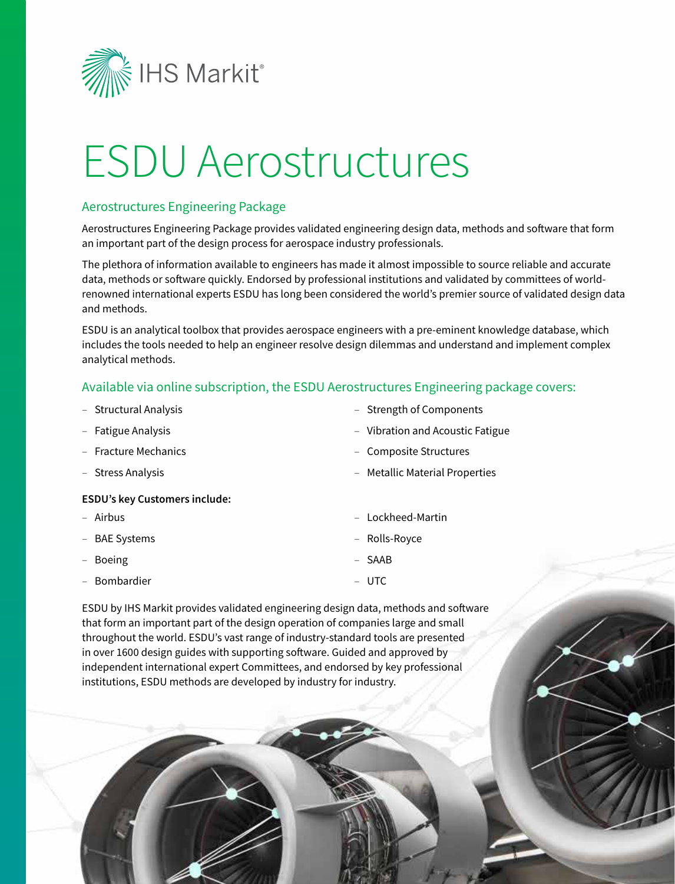IHS Markit®

# ESDU Aerostructures

## Aerostructures Engineering Package

Aerostructures Engineering Package provides validated engineering design data, methods and software that form an important part of the design process for aerospace industry professionals.

The plethora of information available to engineers has made it almost impossible to source reliable and accurate data, methods or software quickly. Endorsed by professional institutions and validated by committees of world-renowned international experts ESDU has long been considered the world's premier source of validated design data and methods.

ESDU is an analytical toolbox that provides aerospace engineers with a pre-eminent knowledge database, which includes the tools needed to help an engineer resolve design dilemmas and understand and implement complex analytical methods.

## Available via online subscription, the ESDU Aerostructures Engineering package covers:

- Structural Analysis
- Fatigue Analysis
- Fracture Mechanics
- Stress Analysis
- Strength of Components
- Vibration and Acoustic Fatigue
- Composite Structures
- Metallic Material Properties

**ESDU's key Customers include:**

- Airbus
- BAE Systems
- Boeing
- Bombardier
- Lockheed-Martin
- Rolls-Royce
- SAAB
- UTC

ESDU by IHS Markit provides validated engineering design data, methods and software that form an important part of the design operation of companies large and small throughout the world. ESDU's vast range of industry-standard tools are presented in over 1600 design guides with supporting software. Guided and approved by independent international expert Committees, and endorsed by key professional institutions, ESDU methods are developed by industry for industry.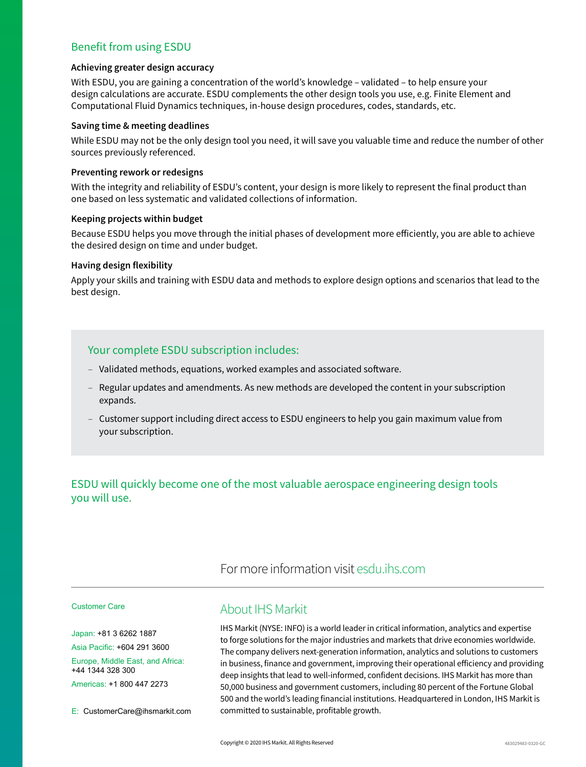## Benefit from using ESDU

### Achieving greater design accuracy

With ESDU, you are gaining a concentration of the world's knowledge – validated – to help ensure your design calculations are accurate. ESDU complements the other design tools you use, e.g. Finite Element and Computational Fluid Dynamics techniques, in-house design procedures, codes, standards, etc.

### Saving time & meeting deadlines

While ESDU may not be the only design tool you need, it will save you valuable time and reduce the number of other sources previously referenced.

### Preventing rework or redesigns

With the integrity and reliability of ESDU's content, your design is more likely to represent the final product than one based on less systematic and validated collections of information.

### Keeping projects within budget

Because ESDU helps you move through the initial phases of development more efficiently, you are able to achieve the desired design on time and under budget.

### Having design flexibility

Apply your skills and training with ESDU data and methods to explore design options and scenarios that lead to the best design.

## Your complete ESDU subscription includes:

- Validated methods, equations, worked examples and associated software.
- Regular updates and amendments. As new methods are developed the content in your subscription expands.
- Customer support including direct access to ESDU engineers to help you gain maximum value from your subscription.

ESDU will quickly become one of the most valuable aerospace engineering design tools you will use.

For more information visit esdu.ihs.com

### Customer Care

Japan: +81 3 6262 1887

Asia Pacific: +604 291 3600

Europe, Middle East, and Africa: +44 1344 328 300

Americas: +1 800 447 2273

E: CustomerCare@ihsmarkit.com

## About IHS Markit

IHS Markit (NYSE: INFO) is a world leader in critical information, analytics and expertise to forge solutions for the major industries and markets that drive economies worldwide. The company delivers next-generation information, analytics and solutions to customers in business, finance and government, improving their operational efficiency and providing deep insights that lead to well-informed, confident decisions. IHS Markit has more than 50,000 business and government customers, including 80 percent of the Fortune Global 500 and the world's leading financial institutions. Headquartered in London, IHS Markit is committed to sustainable, profitable growth.

Copyright © 2020 IHS Markit. All Rights Reserved

483029483-0320-GC